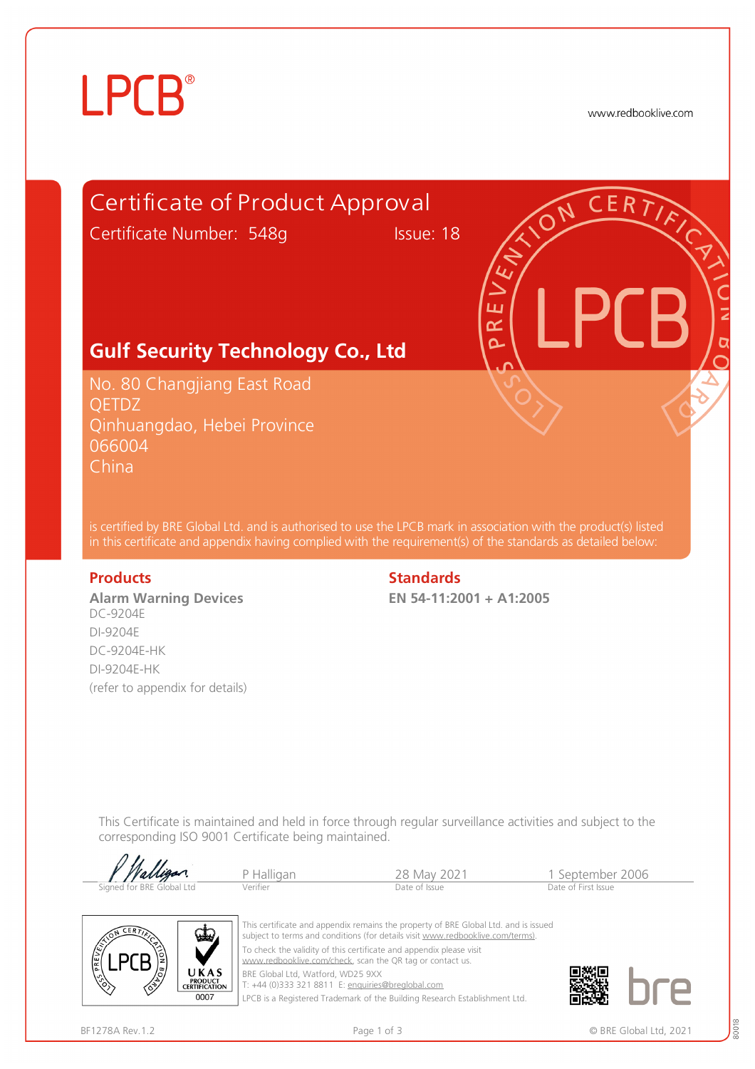LPCB®

www.redbooklive.com

# Certificate of Product Approval

Certificate Number: 548g    Issue: 18

## Gulf Security Technology Co., Ltd

No. 80 Changjiang East Road
QETDZ
Qinhuangdao, Hebei Province
066004
China

is certified by BRE Global Ltd. and is authorised to use the LPCB mark in association with the product(s) listed in this certificate and appendix having complied with the requirement(s) of the standards as detailed below:

### Products

**Alarm Warning Devices**
DC-9204E
DI-9204E
DC-9204E-HK
DI-9204E-HK
(refer to appendix for details)

### Standards

**EN 54-11:2001 + A1:2005**

This Certificate is maintained and held in force through regular surveillance activities and subject to the corresponding ISO 9001 Certificate being maintained.

| Signed for BRE Global Ltd | P Halligan | 28 May 2021 | 1 September 2006 |
|---|---|---|---|
| | Verifier | Date of Issue | Date of First Issue |

UKAS PRODUCT CERTIFICATION 0007

This certificate and appendix remains the property of BRE Global Ltd. and is issued subject to terms and conditions (for details visit www.redbooklive.com/terms).

To check the validity of this certificate and appendix please visit www.redbooklive.com/check, scan the QR tag or contact us.

BRE Global Ltd, Watford, WD25 9XX
T: +44 (0)333 321 8811 E: enquiries@breglobal.com

LPCB is a Registered Trademark of the Building Research Establishment Ltd.

BF1278A Rev.1.2

© BRE Global Ltd, 2021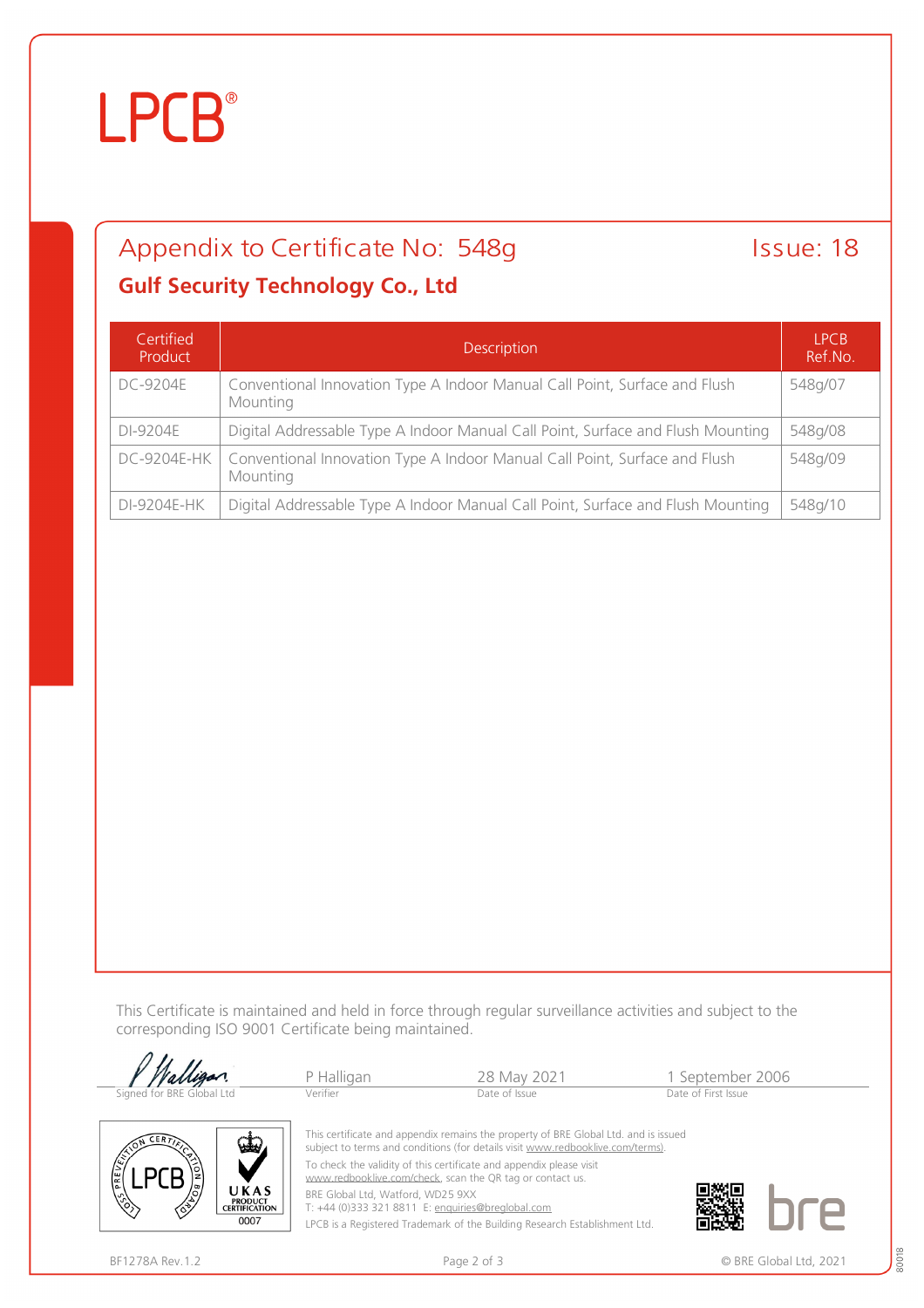LPCB®

## Appendix to Certificate No: 548g

Issue: 18

### Gulf Security Technology Co., Ltd

| Certified Product | Description | LPCB Ref.No. |
|---|---|---|
| DC-9204E | Conventional Innovation Type A Indoor Manual Call Point, Surface and Flush Mounting | 548g/07 |
| DI-9204E | Digital Addressable Type A Indoor Manual Call Point, Surface and Flush Mounting | 548g/08 |
| DC-9204E-HK | Conventional Innovation Type A Indoor Manual Call Point, Surface and Flush Mounting | 548g/09 |
| DI-9204E-HK | Digital Addressable Type A Indoor Manual Call Point, Surface and Flush Mounting | 548g/10 |

This Certificate is maintained and held in force through regular surveillance activities and subject to the corresponding ISO 9001 Certificate being maintained.

| Signed for BRE Global Ltd | P Halligan | 28 May 2021 | 1 September 2006 |
|---|---|---|---|
| | Verifier | Date of Issue | Date of First Issue |

This certificate and appendix remains the property of BRE Global Ltd. and is issued subject to terms and conditions (for details visit www.redbooklive.com/terms).

To check the validity of this certificate and appendix please visit www.redbooklive.com/check, scan the QR tag or contact us.

BRE Global Ltd, Watford, WD25 9XX

T: +44 (0)333 321 8811 E: enquiries@breglobal.com

LPCB is a Registered Trademark of the Building Research Establishment Ltd.

UKAS PRODUCT CERTIFICATION 0007

BF1278A Rev.1.2

© BRE Global Ltd, 2021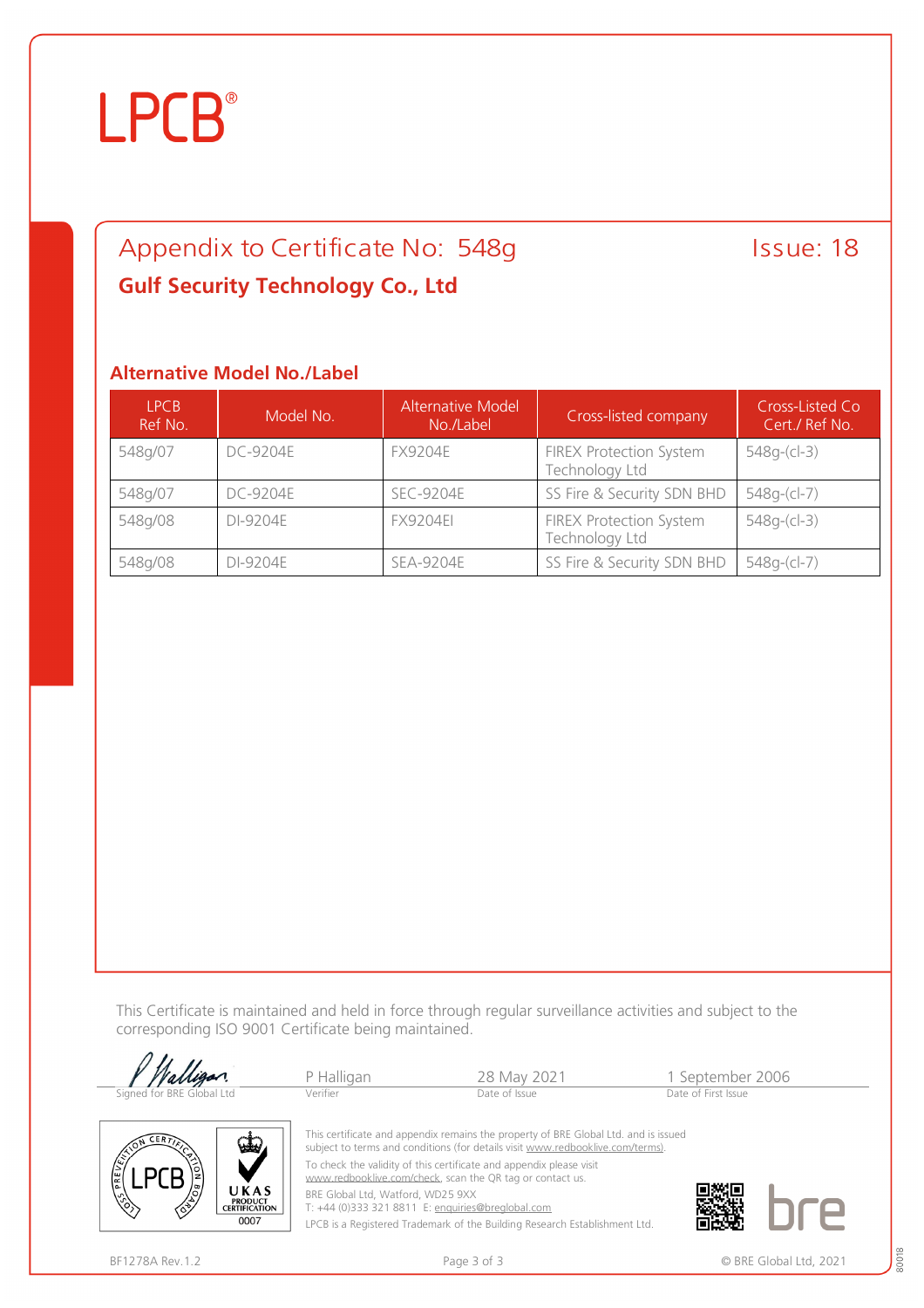# LPCB®

## Appendix to Certificate No: 548g

Issue: 18

**Gulf Security Technology Co., Ltd**

### Alternative Model No./Label

| LPCB Ref No. | Model No. | Alternative Model No./Label | Cross-listed company | Cross-Listed Co Cert./ Ref No. |
|---|---|---|---|---|
| 548g/07 | DC-9204E | FX9204E | FIREX Protection System Technology Ltd | 548g-(cl-3) |
| 548g/07 | DC-9204E | SEC-9204E | SS Fire & Security SDN BHD | 548g-(cl-7) |
| 548g/08 | DI-9204E | FX9204EI | FIREX Protection System Technology Ltd | 548g-(cl-3) |
| 548g/08 | DI-9204E | SEA-9204E | SS Fire & Security SDN BHD | 548g-(cl-7) |

This Certificate is maintained and held in force through regular surveillance activities and subject to the corresponding ISO 9001 Certificate being maintained.

| Signed for BRE Global Ltd | Verifier | Date of Issue | Date of First Issue |
|---|---|---|---|
| P Halligan | P Halligan | 28 May 2021 | 1 September 2006 |

This certificate and appendix remains the property of BRE Global Ltd. and is issued subject to terms and conditions (for details visit www.redbooklive.com/terms).

To check the validity of this certificate and appendix please visit www.redbooklive.com/check, scan the QR tag or contact us.

BRE Global Ltd, Watford, WD25 9XX

T: +44 (0)333 321 8811 E: enquiries@breglobal.com

LPCB is a Registered Trademark of the Building Research Establishment Ltd.

BF1278A Rev.1.2

© BRE Global Ltd, 2021